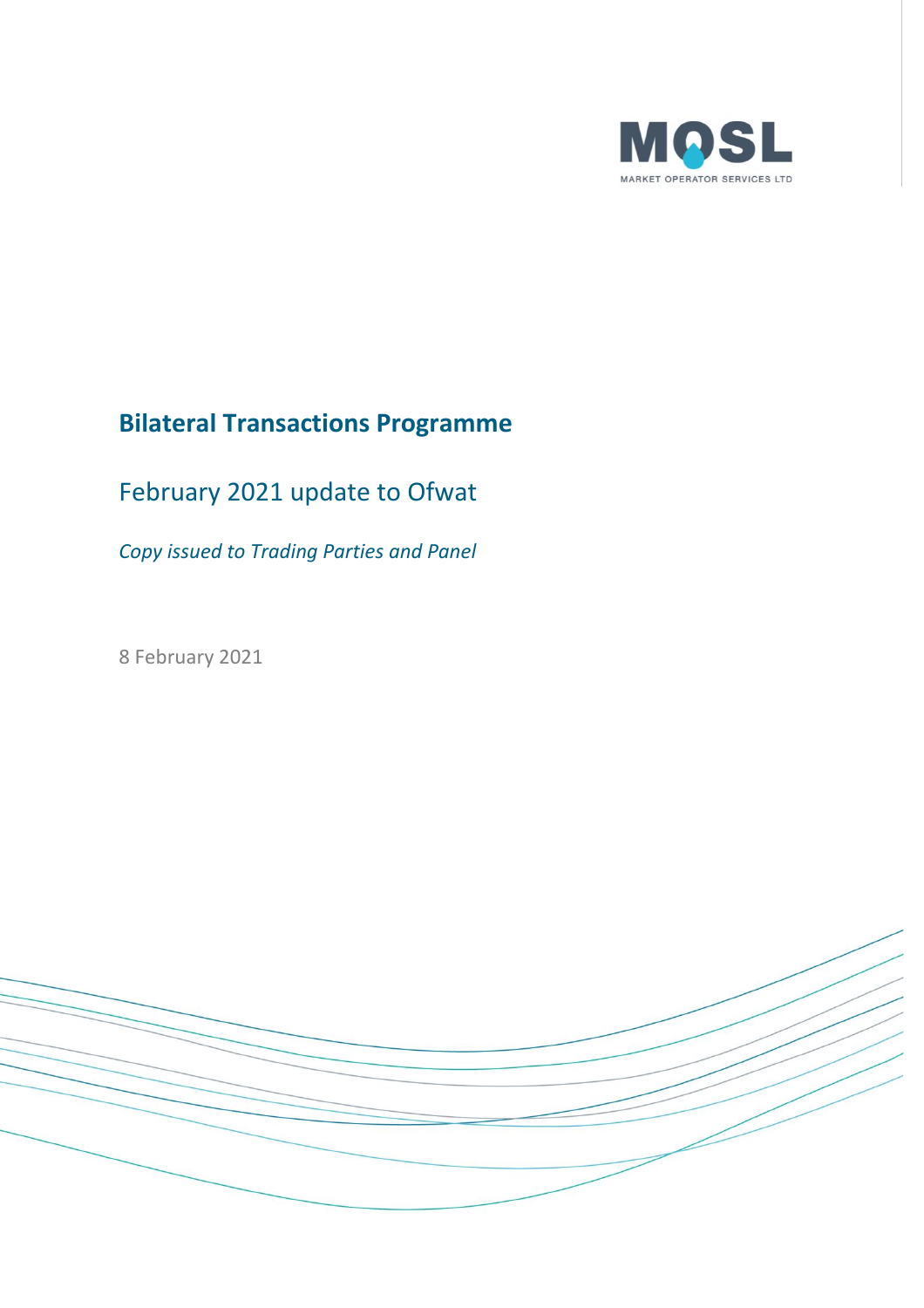MOSL

MARKET OPERATOR SERVICES LTD

# Bilateral Transactions Programme

## February 2021 update to Ofwat

*Copy issued to Trading Parties and Panel*

8 February 2021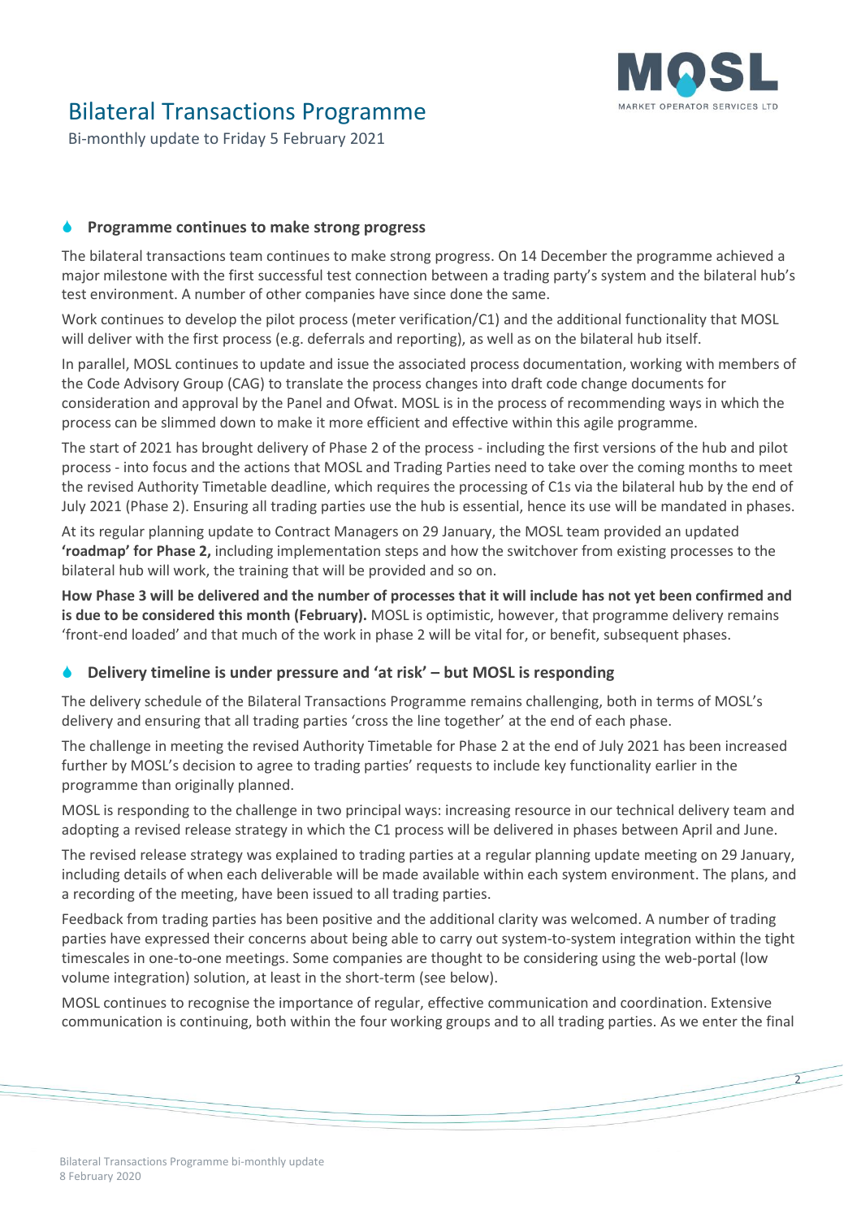# Bilateral Transactions Programme

Bi-monthly update to Friday 5 February 2021

## Programme continues to make strong progress

The bilateral transactions team continues to make strong progress. On 14 December the programme achieved a major milestone with the first successful test connection between a trading party's system and the bilateral hub's test environment. A number of other companies have since done the same.

Work continues to develop the pilot process (meter verification/C1) and the additional functionality that MOSL will deliver with the first process (e.g. deferrals and reporting), as well as on the bilateral hub itself.

In parallel, MOSL continues to update and issue the associated process documentation, working with members of the Code Advisory Group (CAG) to translate the process changes into draft code change documents for consideration and approval by the Panel and Ofwat. MOSL is in the process of recommending ways in which the process can be slimmed down to make it more efficient and effective within this agile programme.

The start of 2021 has brought delivery of Phase 2 of the process - including the first versions of the hub and pilot process - into focus and the actions that MOSL and Trading Parties need to take over the coming months to meet the revised Authority Timetable deadline, which requires the processing of C1s via the bilateral hub by the end of July 2021 (Phase 2). Ensuring all trading parties use the hub is essential, hence its use will be mandated in phases.

At its regular planning update to Contract Managers on 29 January, the MOSL team provided an updated **'roadmap' for Phase 2,** including implementation steps and how the switchover from existing processes to the bilateral hub will work, the training that will be provided and so on.

**How Phase 3 will be delivered and the number of processes that it will include has not yet been confirmed and is due to be considered this month (February).** MOSL is optimistic, however, that programme delivery remains 'front-end loaded' and that much of the work in phase 2 will be vital for, or benefit, subsequent phases.

## Delivery timeline is under pressure and 'at risk' – but MOSL is responding

The delivery schedule of the Bilateral Transactions Programme remains challenging, both in terms of MOSL's delivery and ensuring that all trading parties 'cross the line together' at the end of each phase.

The challenge in meeting the revised Authority Timetable for Phase 2 at the end of July 2021 has been increased further by MOSL's decision to agree to trading parties' requests to include key functionality earlier in the programme than originally planned.

MOSL is responding to the challenge in two principal ways: increasing resource in our technical delivery team and adopting a revised release strategy in which the C1 process will be delivered in phases between April and June.

The revised release strategy was explained to trading parties at a regular planning update meeting on 29 January, including details of when each deliverable will be made available within each system environment. The plans, and a recording of the meeting, have been issued to all trading parties.

Feedback from trading parties has been positive and the additional clarity was welcomed. A number of trading parties have expressed their concerns about being able to carry out system-to-system integration within the tight timescales in one-to-one meetings. Some companies are thought to be considering using the web-portal (low volume integration) solution, at least in the short-term (see below).

MOSL continues to recognise the importance of regular, effective communication and coordination. Extensive communication is continuing, both within the four working groups and to all trading parties. As we enter the final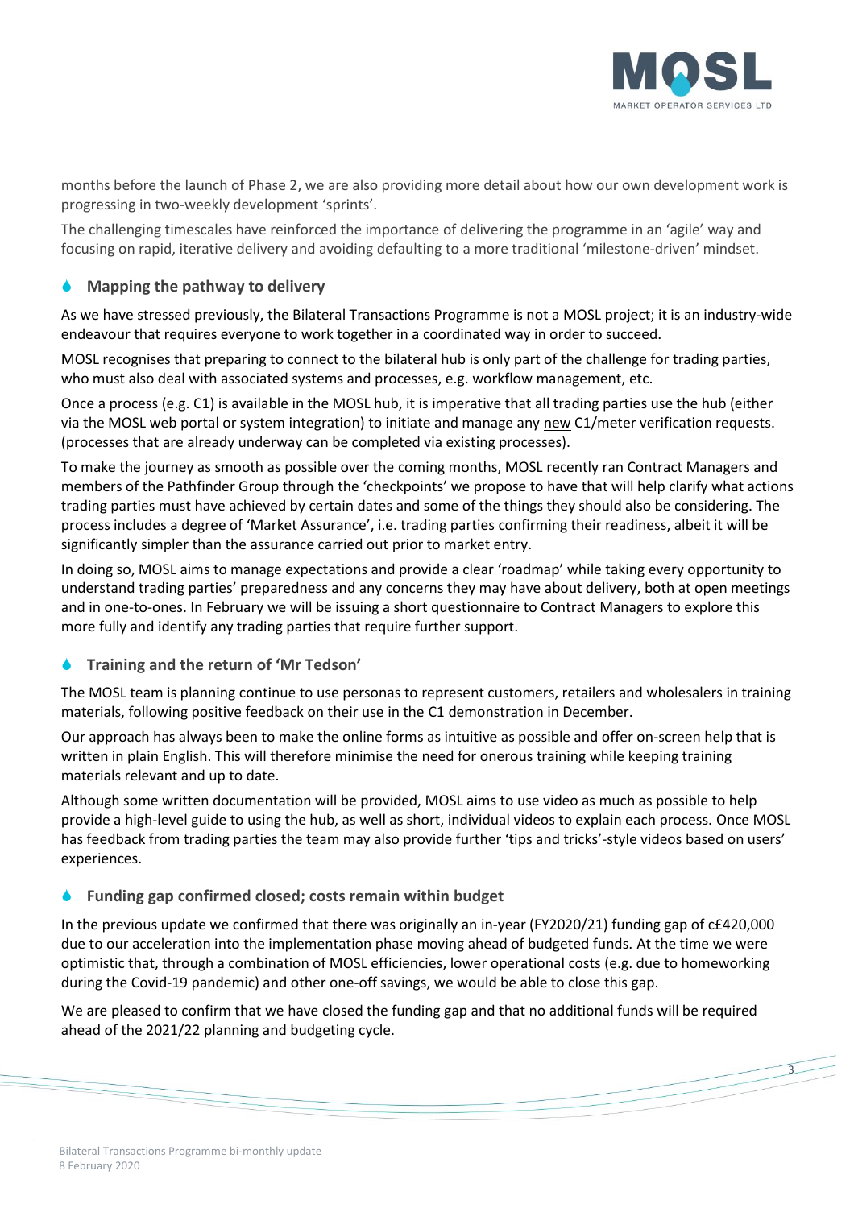months before the launch of Phase 2, we are also providing more detail about how our own development work is progressing in two-weekly development 'sprints'.

The challenging timescales have reinforced the importance of delivering the programme in an 'agile' way and focusing on rapid, iterative delivery and avoiding defaulting to a more traditional 'milestone-driven' mindset.

### Mapping the pathway to delivery

As we have stressed previously, the Bilateral Transactions Programme is not a MOSL project; it is an industry-wide endeavour that requires everyone to work together in a coordinated way in order to succeed.

MOSL recognises that preparing to connect to the bilateral hub is only part of the challenge for trading parties, who must also deal with associated systems and processes, e.g. workflow management, etc.

Once a process (e.g. C1) is available in the MOSL hub, it is imperative that all trading parties use the hub (either via the MOSL web portal or system integration) to initiate and manage any new C1/meter verification requests. (processes that are already underway can be completed via existing processes).

To make the journey as smooth as possible over the coming months, MOSL recently ran Contract Managers and members of the Pathfinder Group through the 'checkpoints' we propose to have that will help clarify what actions trading parties must have achieved by certain dates and some of the things they should also be considering. The process includes a degree of 'Market Assurance', i.e. trading parties confirming their readiness, albeit it will be significantly simpler than the assurance carried out prior to market entry.

In doing so, MOSL aims to manage expectations and provide a clear 'roadmap' while taking every opportunity to understand trading parties' preparedness and any concerns they may have about delivery, both at open meetings and in one-to-ones. In February we will be issuing a short questionnaire to Contract Managers to explore this more fully and identify any trading parties that require further support.

### Training and the return of 'Mr Tedson'

The MOSL team is planning continue to use personas to represent customers, retailers and wholesalers in training materials, following positive feedback on their use in the C1 demonstration in December.

Our approach has always been to make the online forms as intuitive as possible and offer on-screen help that is written in plain English. This will therefore minimise the need for onerous training while keeping training materials relevant and up to date.

Although some written documentation will be provided, MOSL aims to use video as much as possible to help provide a high-level guide to using the hub, as well as short, individual videos to explain each process. Once MOSL has feedback from trading parties the team may also provide further 'tips and tricks'-style videos based on users' experiences.

### Funding gap confirmed closed; costs remain within budget

In the previous update we confirmed that there was originally an in-year (FY2020/21) funding gap of c£420,000 due to our acceleration into the implementation phase moving ahead of budgeted funds. At the time we were optimistic that, through a combination of MOSL efficiencies, lower operational costs (e.g. due to homeworking during the Covid-19 pandemic) and other one-off savings, we would be able to close this gap.

We are pleased to confirm that we have closed the funding gap and that no additional funds will be required ahead of the 2021/22 planning and budgeting cycle.